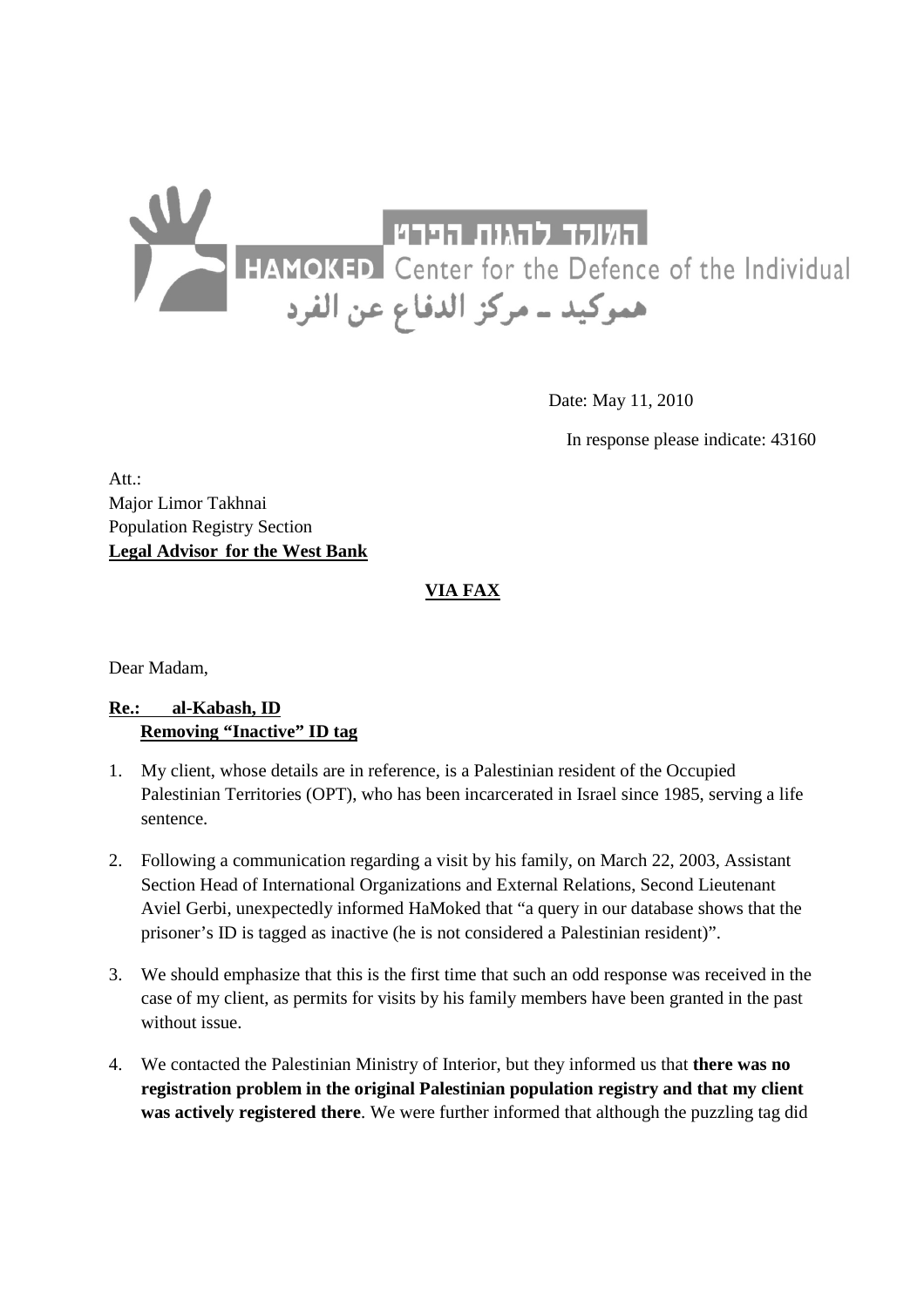HaMoked המוקד להגנת הפרט
HAMOKED Center for the Defence of the Individual
هموكيد ـ مركز الدفاع عن الفرد

Date: May 11, 2010

In response please indicate: 43160

Att.:
Major Limor Takhnai
Population Registry Section
**Legal Advisor for the West Bank**

**VIA FAX**

Dear Madam,

**Re.: al-Kabash, ID**
**Removing "Inactive" ID tag**

1. My client, whose details are in reference, is a Palestinian resident of the Occupied Palestinian Territories (OPT), who has been incarcerated in Israel since 1985, serving a life sentence.

2. Following a communication regarding a visit by his family, on March 22, 2003, Assistant Section Head of International Organizations and External Relations, Second Lieutenant Aviel Gerbi, unexpectedly informed HaMoked that "a query in our database shows that the prisoner's ID is tagged as inactive (he is not considered a Palestinian resident)".

3. We should emphasize that this is the first time that such an odd response was received in the case of my client, as permits for visits by his family members have been granted in the past without issue.

4. We contacted the Palestinian Ministry of Interior, but they informed us that **there was no registration problem in the original Palestinian population registry and that my client was actively registered there**. We were further informed that although the puzzling tag did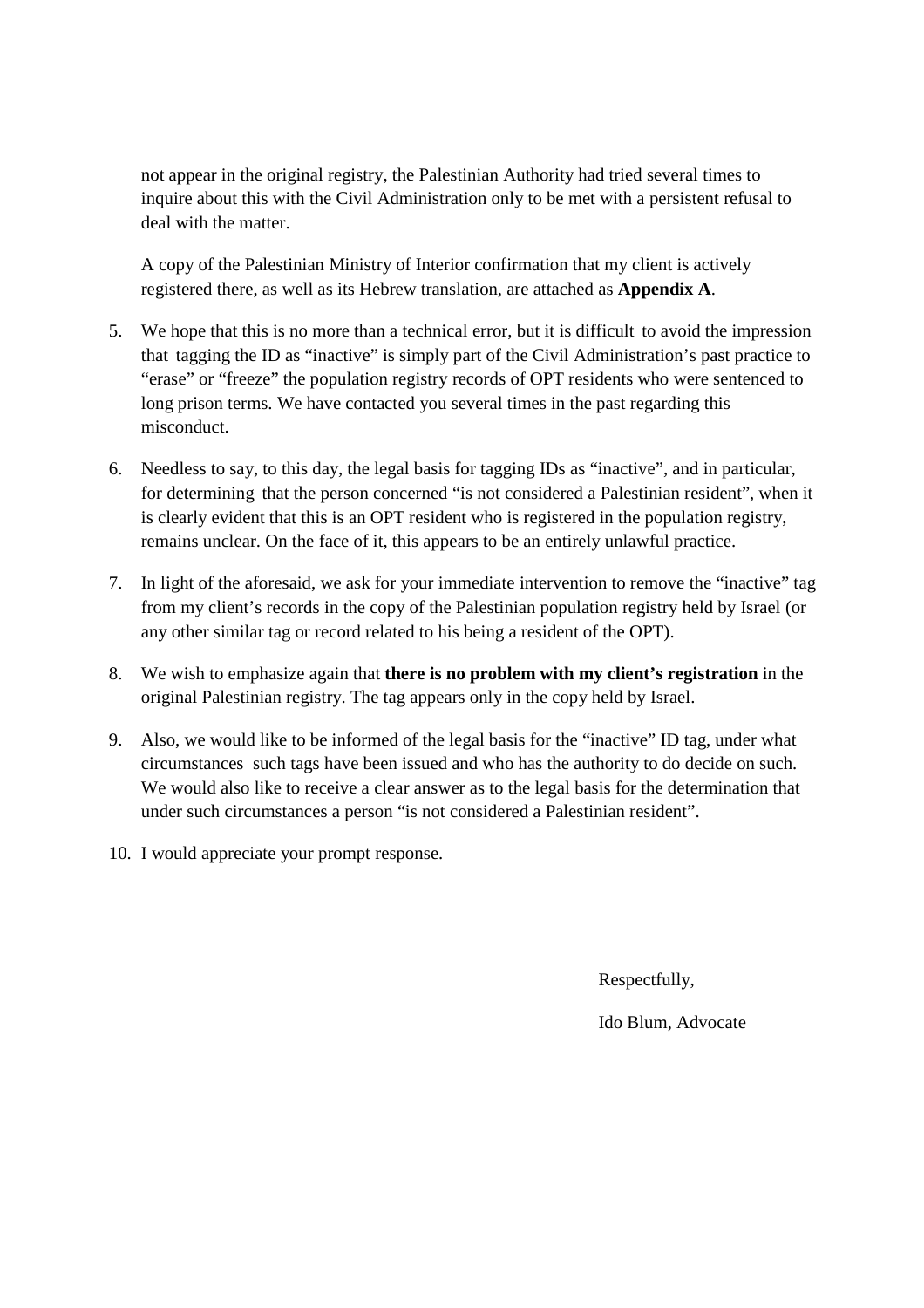not appear in the original registry, the Palestinian Authority had tried several times to inquire about this with the Civil Administration only to be met with a persistent refusal to deal with the matter.

A copy of the Palestinian Ministry of Interior confirmation that my client is actively registered there, as well as its Hebrew translation, are attached as **Appendix A**.

5. We hope that this is no more than a technical error, but it is difficult to avoid the impression that tagging the ID as "inactive" is simply part of the Civil Administration's past practice to "erase" or "freeze" the population registry records of OPT residents who were sentenced to long prison terms. We have contacted you several times in the past regarding this misconduct.

6. Needless to say, to this day, the legal basis for tagging IDs as "inactive", and in particular, for determining that the person concerned "is not considered a Palestinian resident", when it is clearly evident that this is an OPT resident who is registered in the population registry, remains unclear. On the face of it, this appears to be an entirely unlawful practice.

7. In light of the aforesaid, we ask for your immediate intervention to remove the "inactive" tag from my client's records in the copy of the Palestinian population registry held by Israel (or any other similar tag or record related to his being a resident of the OPT).

8. We wish to emphasize again that **there is no problem with my client's registration** in the original Palestinian registry. The tag appears only in the copy held by Israel.

9. Also, we would like to be informed of the legal basis for the "inactive" ID tag, under what circumstances such tags have been issued and who has the authority to do decide on such. We would also like to receive a clear answer as to the legal basis for the determination that under such circumstances a person "is not considered a Palestinian resident".

10. I would appreciate your prompt response.

Respectfully,

Ido Blum, Advocate